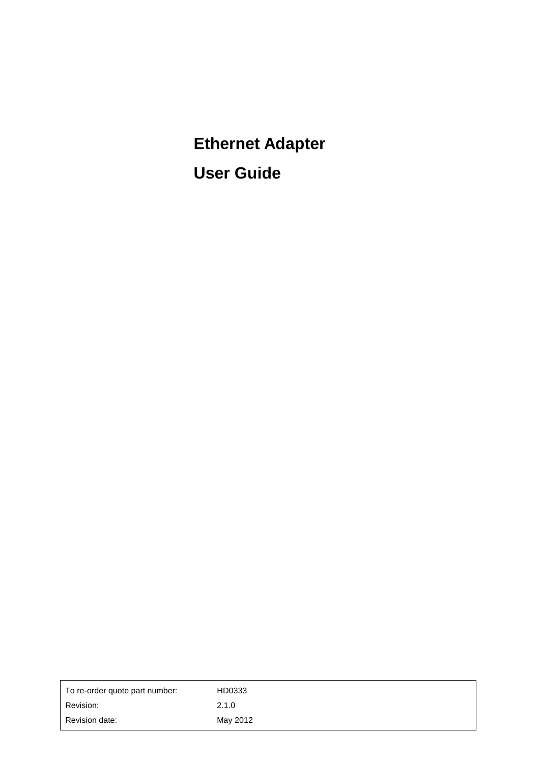# Ethernet Adapter

# User Guide

| To re-order quote part number: | HD0333 |
| --- | --- |
| Revision: | 2.1.0 |
| Revision date: | May 2012 |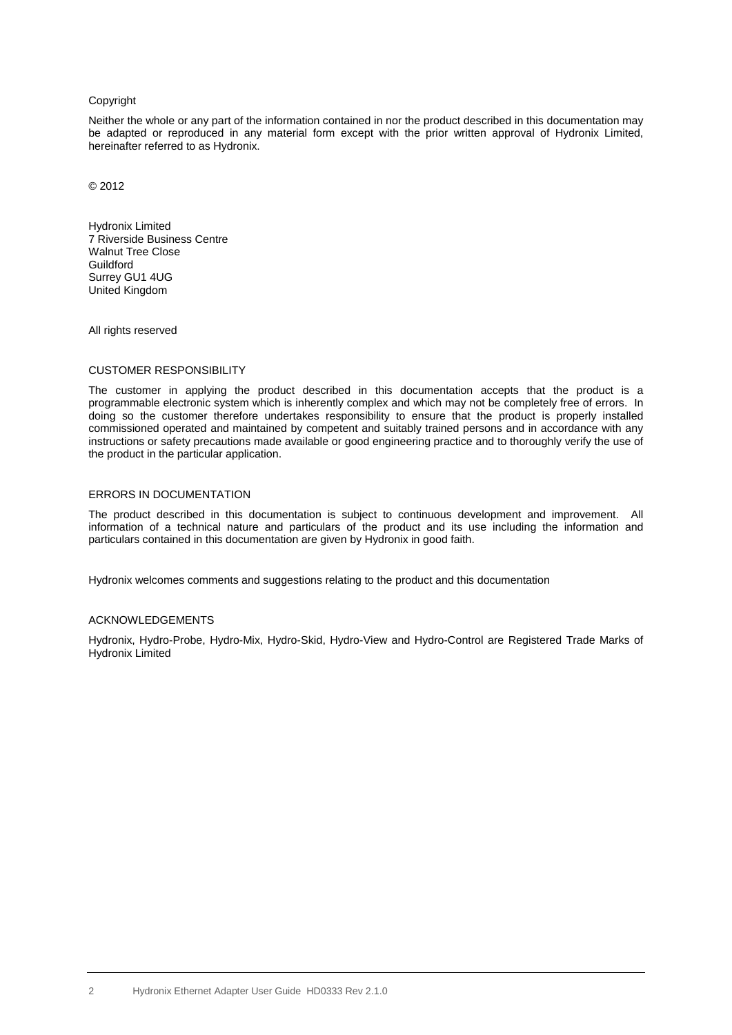Copyright

Neither the whole or any part of the information contained in nor the product described in this documentation may be adapted or reproduced in any material form except with the prior written approval of Hydronix Limited, hereinafter referred to as Hydronix.

© 2012

Hydronix Limited
7 Riverside Business Centre
Walnut Tree Close
Guildford
Surrey GU1 4UG
United Kingdom

All rights reserved

## CUSTOMER RESPONSIBILITY

The customer in applying the product described in this documentation accepts that the product is a programmable electronic system which is inherently complex and which may not be completely free of errors. In doing so the customer therefore undertakes responsibility to ensure that the product is properly installed commissioned operated and maintained by competent and suitably trained persons and in accordance with any instructions or safety precautions made available or good engineering practice and to thoroughly verify the use of the product in the particular application.

## ERRORS IN DOCUMENTATION

The product described in this documentation is subject to continuous development and improvement. All information of a technical nature and particulars of the product and its use including the information and particulars contained in this documentation are given by Hydronix in good faith.

Hydronix welcomes comments and suggestions relating to the product and this documentation

## ACKNOWLEDGEMENTS

Hydronix, Hydro-Probe, Hydro-Mix, Hydro-Skid, Hydro-View and Hydro-Control are Registered Trade Marks of Hydronix Limited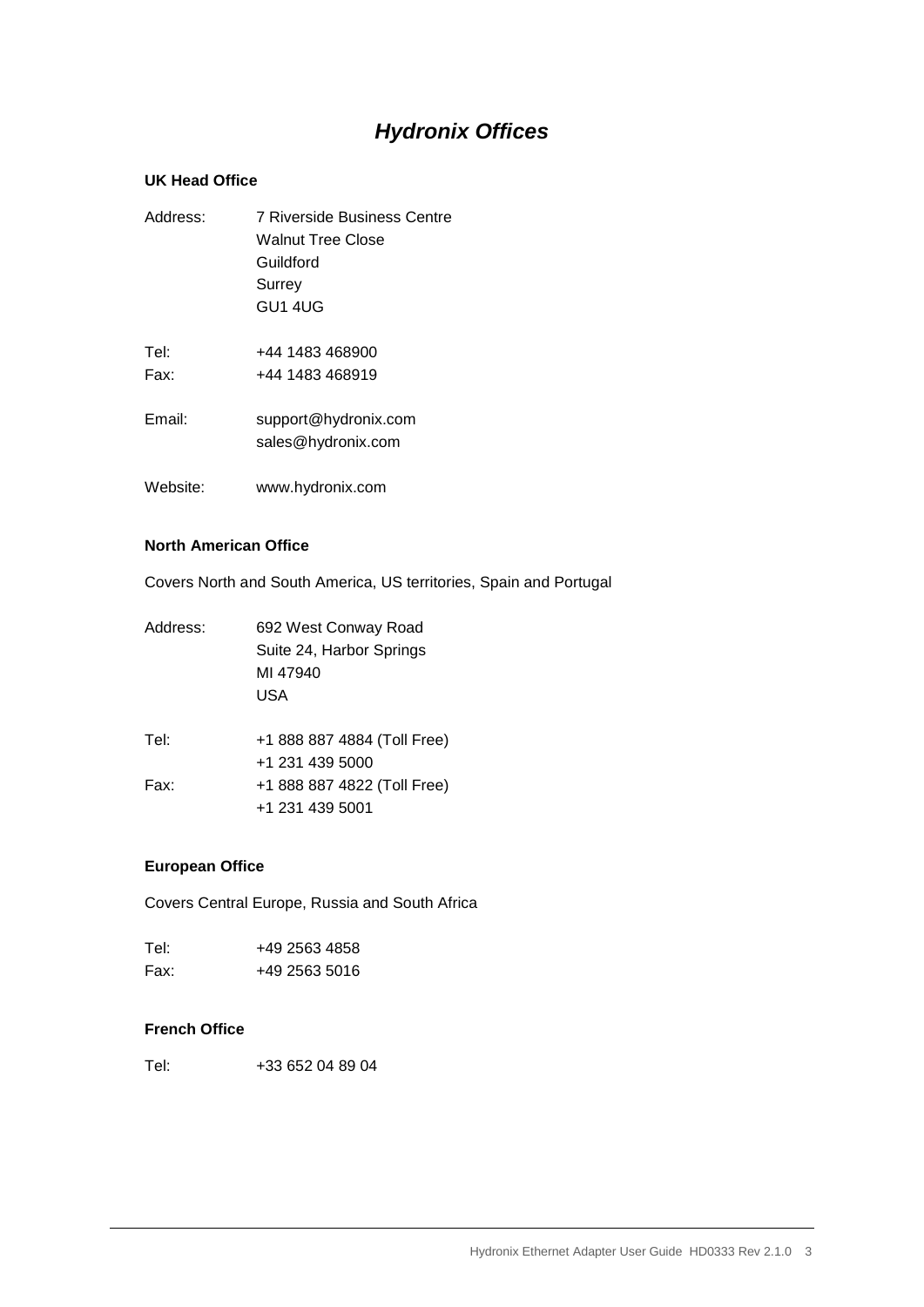# *Hydronix Offices*

**UK Head Office**

Address: 7 Riverside Business Centre
Walnut Tree Close
Guildford
Surrey
GU1 4UG

Tel: +44 1483 468900
Fax: +44 1483 468919

Email: support@hydronix.com
sales@hydronix.com

Website: www.hydronix.com

**North American Office**

Covers North and South America, US territories, Spain and Portugal

Address: 692 West Conway Road
Suite 24, Harbor Springs
MI 47940
USA

Tel: +1 888 887 4884 (Toll Free)
+1 231 439 5000
Fax: +1 888 887 4822 (Toll Free)
+1 231 439 5001

**European Office**

Covers Central Europe, Russia and South Africa

Tel: +49 2563 4858
Fax: +49 2563 5016

**French Office**

Tel: +33 652 04 89 04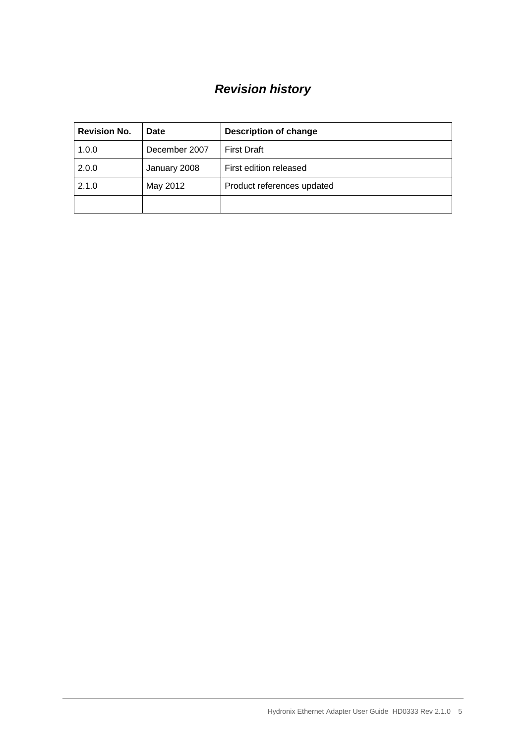# *Revision history*

| Revision No. | Date | Description of change |
|---|---|---|
| 1.0.0 | December 2007 | First Draft |
| 2.0.0 | January 2008 | First edition released |
| 2.1.0 | May 2012 | Product references updated |
| | | |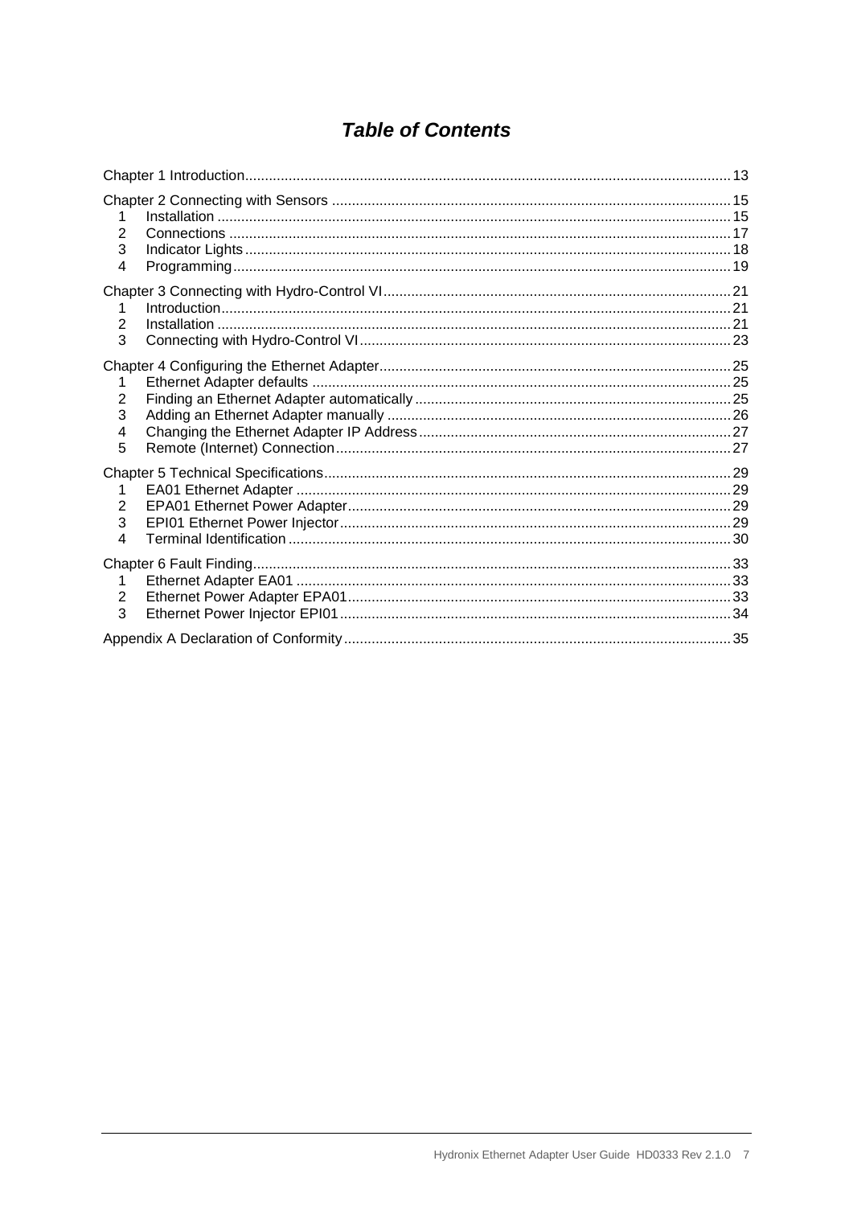# *Table of Contents*

Chapter 1 Introduction .......................................................... 13

Chapter 2 Connecting with Sensors .......................................................... 15
- 1 Installation .......................................................... 15
- 2 Connections .......................................................... 17
- 3 Indicator Lights .......................................................... 18
- 4 Programming .......................................................... 19

Chapter 3 Connecting with Hydro-Control VI .......................................................... 21
- 1 Introduction .......................................................... 21
- 2 Installation .......................................................... 21
- 3 Connecting with Hydro-Control VI .......................................................... 23

Chapter 4 Configuring the Ethernet Adapter .......................................................... 25
- 1 Ethernet Adapter defaults .......................................................... 25
- 2 Finding an Ethernet Adapter automatically .......................................................... 25
- 3 Adding an Ethernet Adapter manually .......................................................... 26
- 4 Changing the Ethernet Adapter IP Address .......................................................... 27
- 5 Remote (Internet) Connection .......................................................... 27

Chapter 5 Technical Specifications .......................................................... 29
- 1 EA01 Ethernet Adapter .......................................................... 29
- 2 EPA01 Ethernet Power Adapter .......................................................... 29
- 3 EPI01 Ethernet Power Injector .......................................................... 29
- 4 Terminal Identification .......................................................... 30

Chapter 6 Fault Finding .......................................................... 33
- 1 Ethernet Adapter EA01 .......................................................... 33
- 2 Ethernet Power Adapter EPA01 .......................................................... 33
- 3 Ethernet Power Injector EPI01 .......................................................... 34

Appendix A Declaration of Conformity .......................................................... 35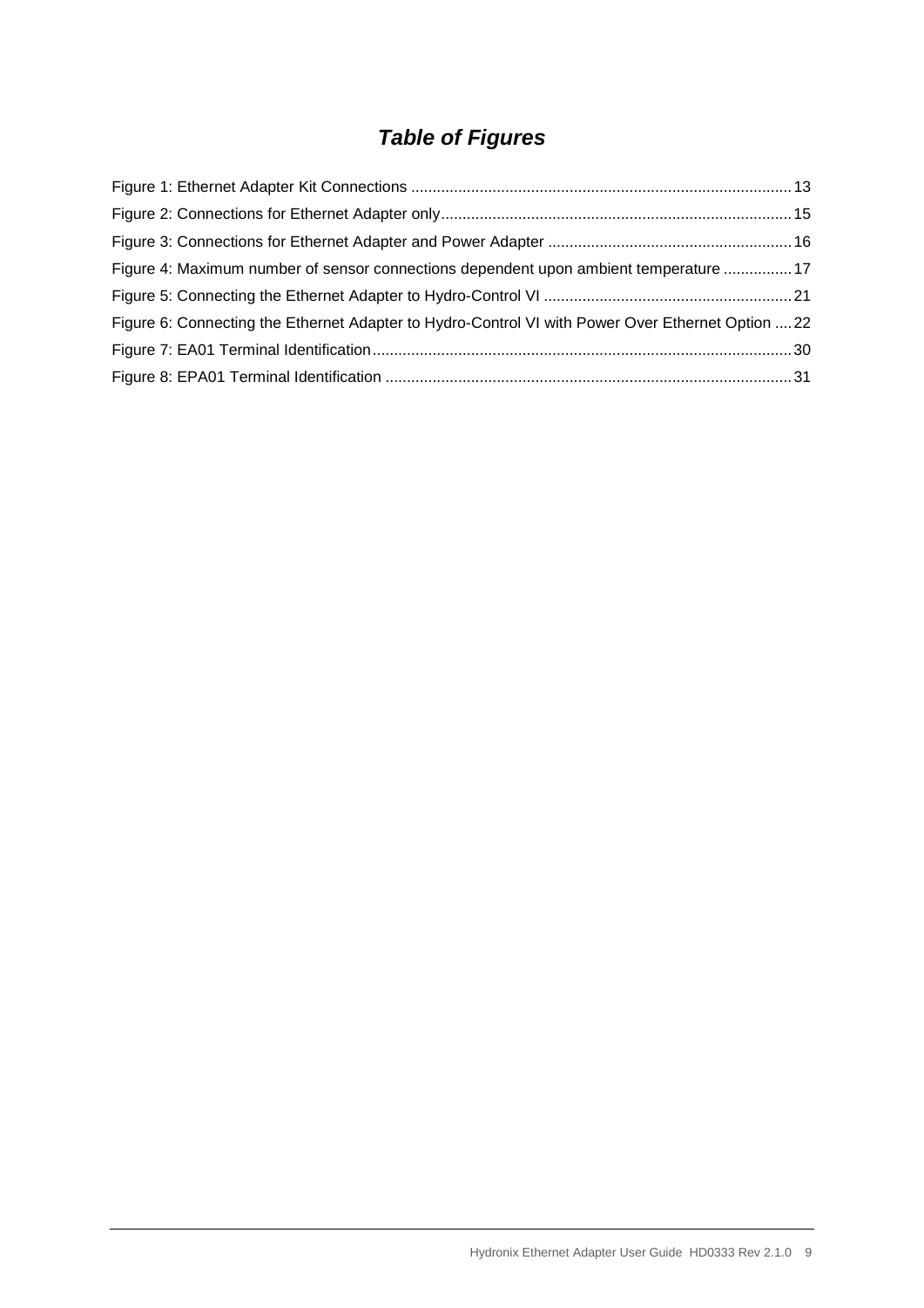# *Table of Figures*

Figure 1: Ethernet Adapter Kit Connections ........................................................................................ 13
Figure 2: Connections for Ethernet Adapter only................................................................................. 15
Figure 3: Connections for Ethernet Adapter and Power Adapter ......................................................... 16
Figure 4: Maximum number of sensor connections dependent upon ambient temperature ................ 17
Figure 5: Connecting the Ethernet Adapter to Hydro-Control VI .......................................................... 21
Figure 6: Connecting the Ethernet Adapter to Hydro-Control VI with Power Over Ethernet Option .... 22
Figure 7: EA01 Terminal Identification................................................................................................. 30
Figure 8: EPA01 Terminal Identification .............................................................................................. 31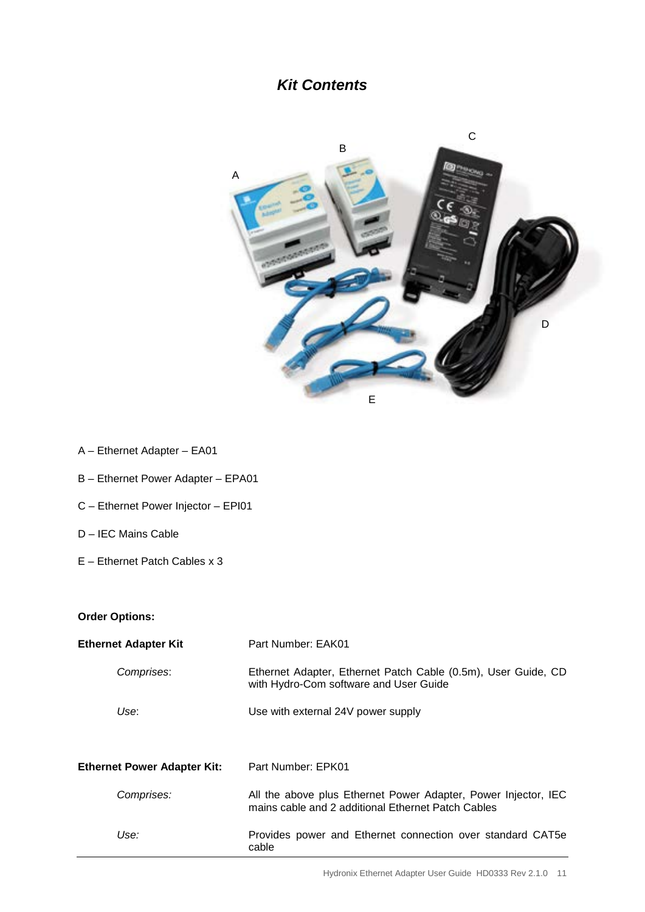# *Kit Contents*

A – Ethernet Adapter – EA01

B – Ethernet Power Adapter – EPA01

C – Ethernet Power Injector – EPI01

D – IEC Mains Cable

E – Ethernet Patch Cables x 3

**Order Options:**

| | |
|---|---|
| **Ethernet Adapter Kit** | Part Number: EAK01 |
| *Comprises*: | Ethernet Adapter, Ethernet Patch Cable (0.5m), User Guide, CD with Hydro-Com software and User Guide |
| *Use*: | Use with external 24V power supply |
| **Ethernet Power Adapter Kit:** | Part Number: EPK01 |
| *Comprises:* | All the above plus Ethernet Power Adapter, Power Injector, IEC mains cable and 2 additional Ethernet Patch Cables |
| *Use:* | Provides power and Ethernet connection over standard CAT5e cable |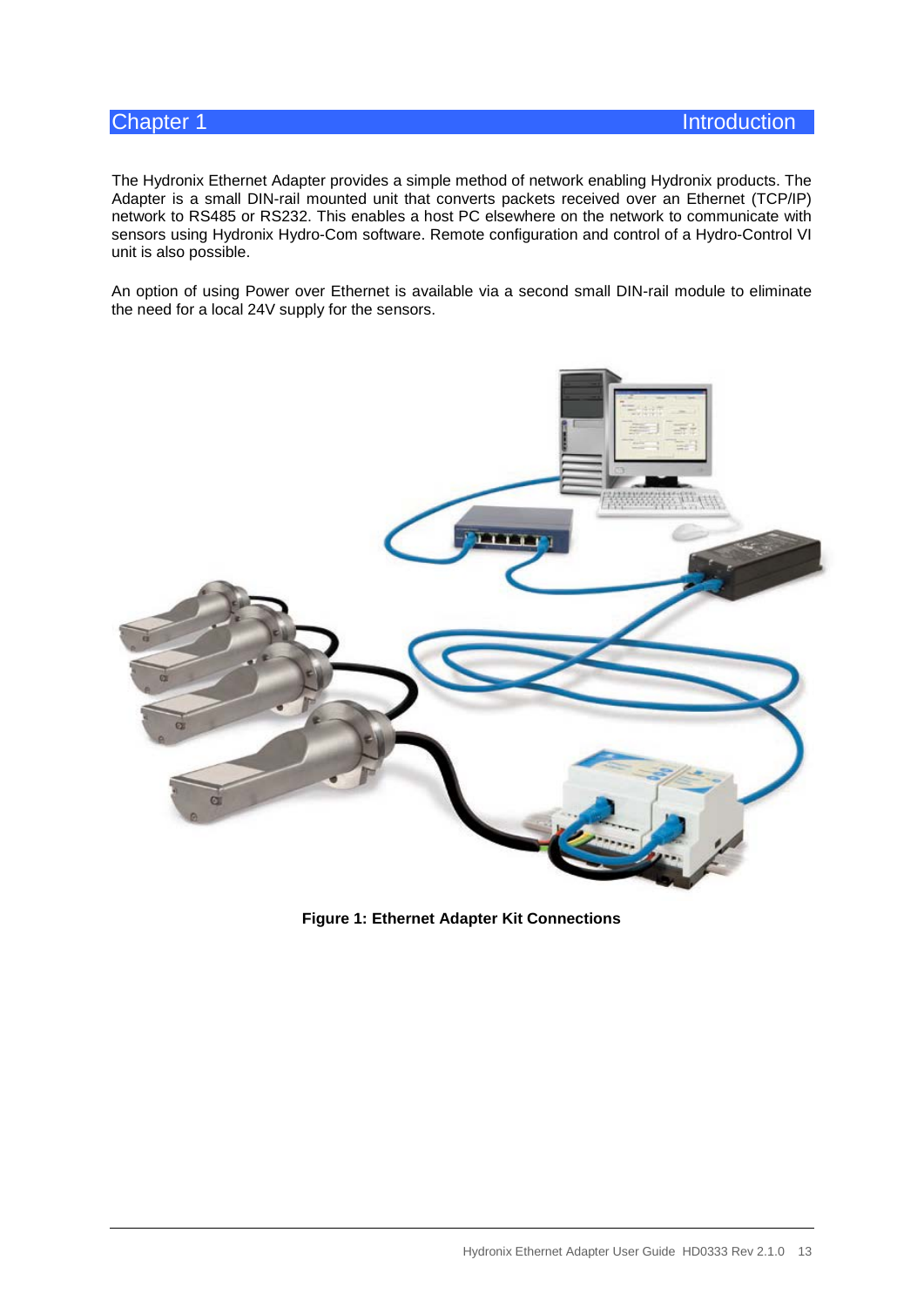# Chapter 1 Introduction

The Hydronix Ethernet Adapter provides a simple method of network enabling Hydronix products. The Adapter is a small DIN-rail mounted unit that converts packets received over an Ethernet (TCP/IP) network to RS485 or RS232. This enables a host PC elsewhere on the network to communicate with sensors using Hydronix Hydro-Com software. Remote configuration and control of a Hydro-Control VI unit is also possible.

An option of using Power over Ethernet is available via a second small DIN-rail module to eliminate the need for a local 24V supply for the sensors.

**Figure 1: Ethernet Adapter Kit Connections**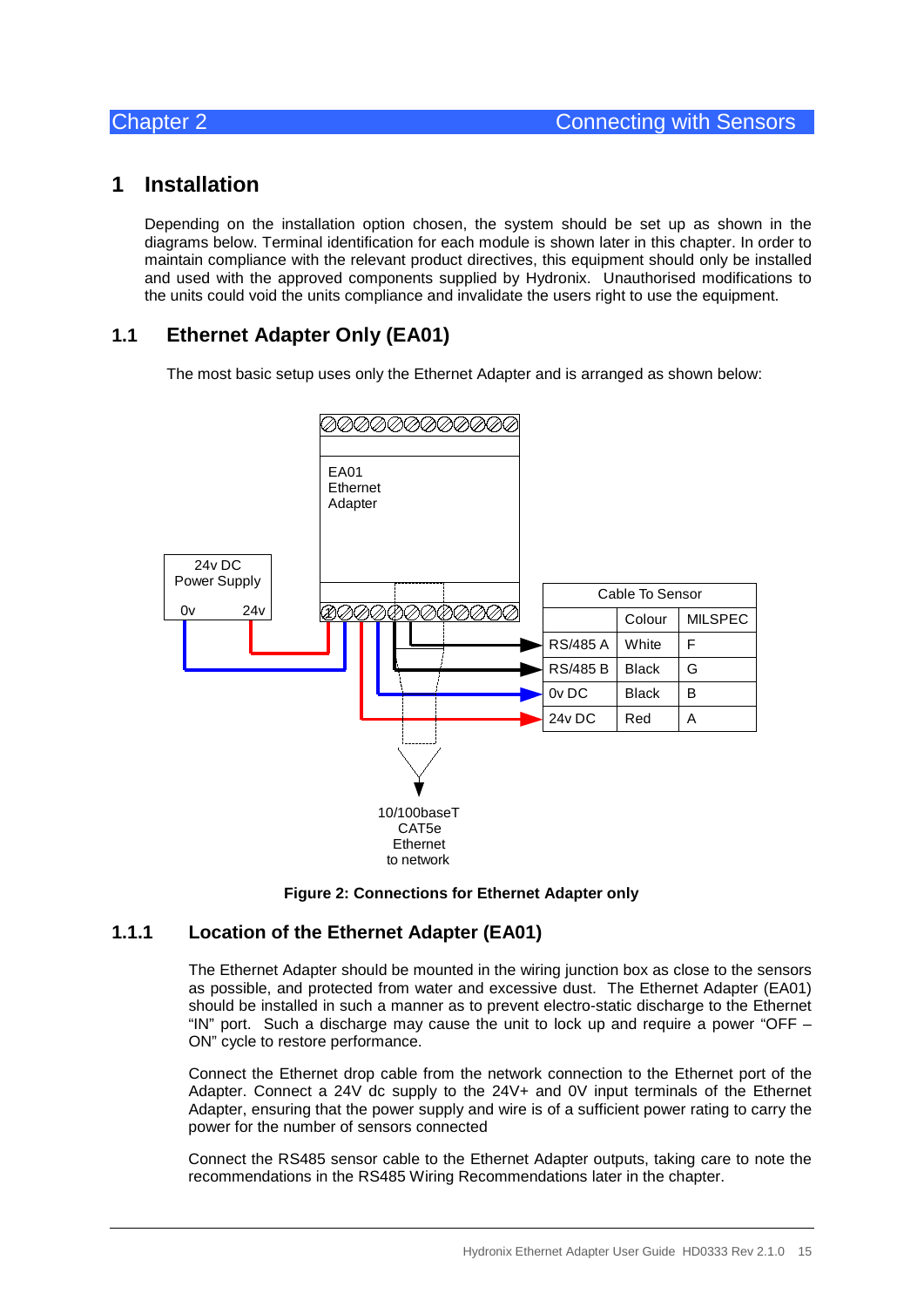# 1 Installation

Depending on the installation option chosen, the system should be set up as shown in the diagrams below. Terminal identification for each module is shown later in this chapter. In order to maintain compliance with the relevant product directives, this equipment should only be installed and used with the approved components supplied by Hydronix. Unauthorised modifications to the units could void the units compliance and invalidate the users right to use the equipment.

## 1.1 Ethernet Adapter Only (EA01)

The most basic setup uses only the Ethernet Adapter and is arranged as shown below:

EA01 Ethernet Adapter

24v DC Power Supply

0v 24v

| Cable To Sensor | | |
|---|---|---|
| | Colour | MILSPEC |
| RS/485 A | White | F |
| RS/485 B | Black | G |
| 0v DC | Black | B |
| 24v DC | Red | A |

10/100baseT CAT5e Ethernet to network

**Figure 2: Connections for Ethernet Adapter only**

### 1.1.1 Location of the Ethernet Adapter (EA01)

The Ethernet Adapter should be mounted in the wiring junction box as close to the sensors as possible, and protected from water and excessive dust. The Ethernet Adapter (EA01) should be installed in such a manner as to prevent electro-static discharge to the Ethernet "IN" port. Such a discharge may cause the unit to lock up and require a power "OFF – ON" cycle to restore performance.

Connect the Ethernet drop cable from the network connection to the Ethernet port of the Adapter. Connect a 24V dc supply to the 24V+ and 0V input terminals of the Ethernet Adapter, ensuring that the power supply and wire is of a sufficient power rating to carry the power for the number of sensors connected

Connect the RS485 sensor cable to the Ethernet Adapter outputs, taking care to note the recommendations in the RS485 Wiring Recommendations later in the chapter.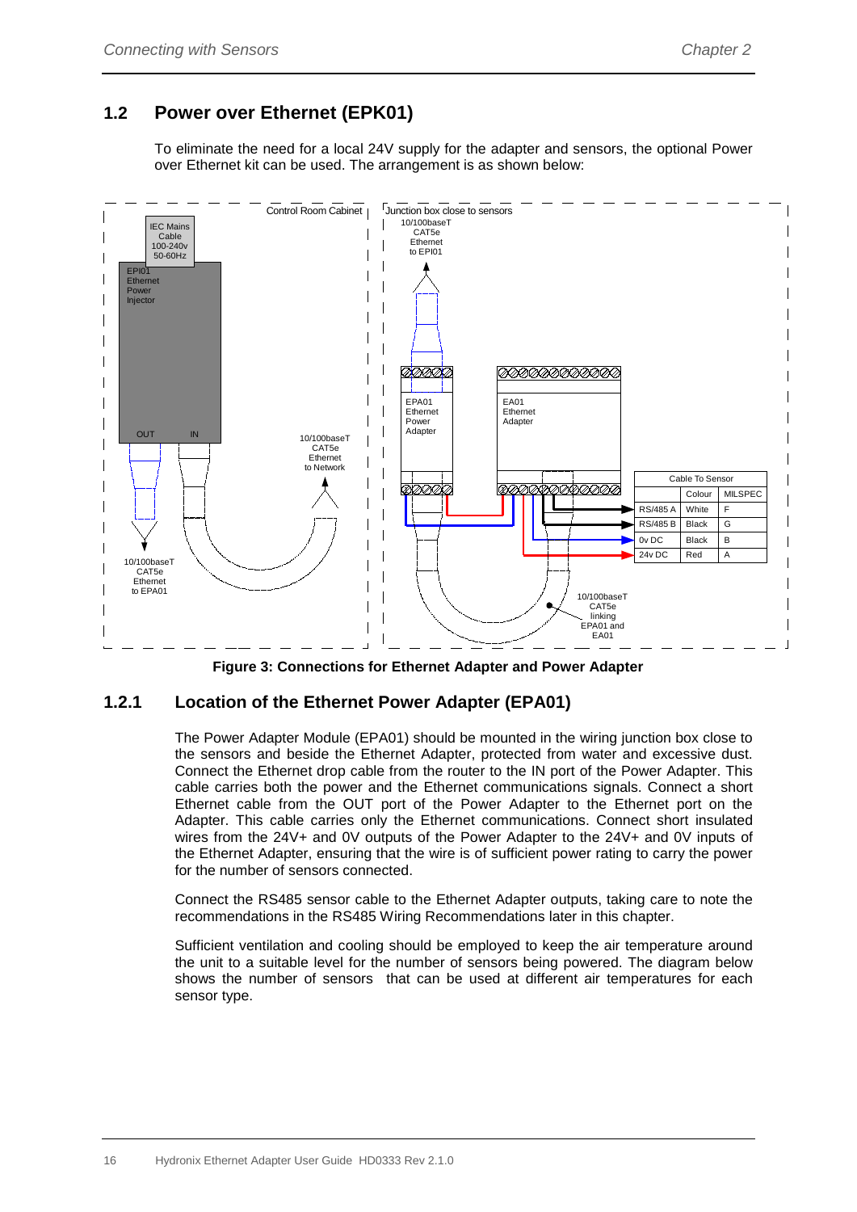## 1.2 Power over Ethernet (EPK01)

To eliminate the need for a local 24V supply for the adapter and sensors, the optional Power over Ethernet kit can be used. The arrangement is as shown below:

| Cable To Sensor | | |
|---|---|---|
| | Colour | MILSPEC |
| RS/485 A | White | F |
| RS/485 B | Black | G |
| 0v DC | Black | B |
| 24v DC | Red | A |

**Figure 3: Connections for Ethernet Adapter and Power Adapter**

### 1.2.1 Location of the Ethernet Power Adapter (EPA01)

The Power Adapter Module (EPA01) should be mounted in the wiring junction box close to the sensors and beside the Ethernet Adapter, protected from water and excessive dust. Connect the Ethernet drop cable from the router to the IN port of the Power Adapter. This cable carries both the power and the Ethernet communications signals. Connect a short Ethernet cable from the OUT port of the Power Adapter to the Ethernet port on the Adapter. This cable carries only the Ethernet communications. Connect short insulated wires from the 24V+ and 0V outputs of the Power Adapter to the 24V+ and 0V inputs of the Ethernet Adapter, ensuring that the wire is of sufficient power rating to carry the power for the number of sensors connected.

Connect the RS485 sensor cable to the Ethernet Adapter outputs, taking care to note the recommendations in the RS485 Wiring Recommendations later in this chapter.

Sufficient ventilation and cooling should be employed to keep the air temperature around the unit to a suitable level for the number of sensors being powered. The diagram below shows the number of sensors that can be used at different air temperatures for each sensor type.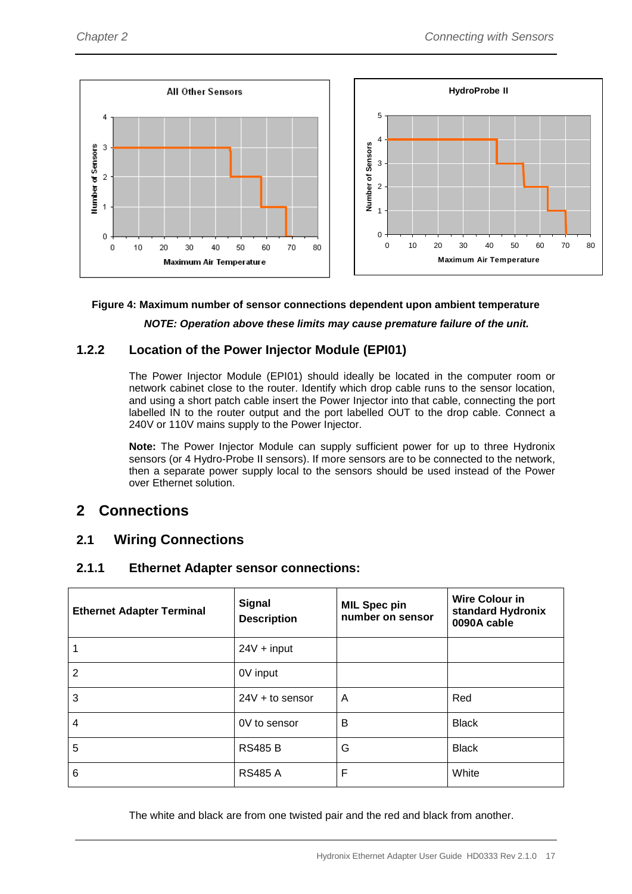**Figure 4: Maximum number of sensor connections dependent upon ambient temperature**

***NOTE: Operation above these limits may cause premature failure of the unit.***

### 1.2.2 Location of the Power Injector Module (EPI01)

The Power Injector Module (EPI01) should ideally be located in the computer room or network cabinet close to the router. Identify which drop cable runs to the sensor location, and using a short patch cable insert the Power Injector into that cable, connecting the port labelled IN to the router output and the port labelled OUT to the drop cable. Connect a 240V or 110V mains supply to the Power Injector.

**Note:** The Power Injector Module can supply sufficient power for up to three Hydronix sensors (or 4 Hydro-Probe II sensors). If more sensors are to be connected to the network, then a separate power supply local to the sensors should be used instead of the Power over Ethernet solution.

# 2 Connections

## 2.1 Wiring Connections

### 2.1.1 Ethernet Adapter sensor connections:

| Ethernet Adapter Terminal | Signal Description | MIL Spec pin number on sensor | Wire Colour in standard Hydronix 0090A cable |
|---|---|---|---|
| 1 | 24V + input | | |
| 2 | 0V input | | |
| 3 | 24V + to sensor | A | Red |
| 4 | 0V to sensor | B | Black |
| 5 | RS485 B | G | Black |
| 6 | RS485 A | F | White |

The white and black are from one twisted pair and the red and black from another.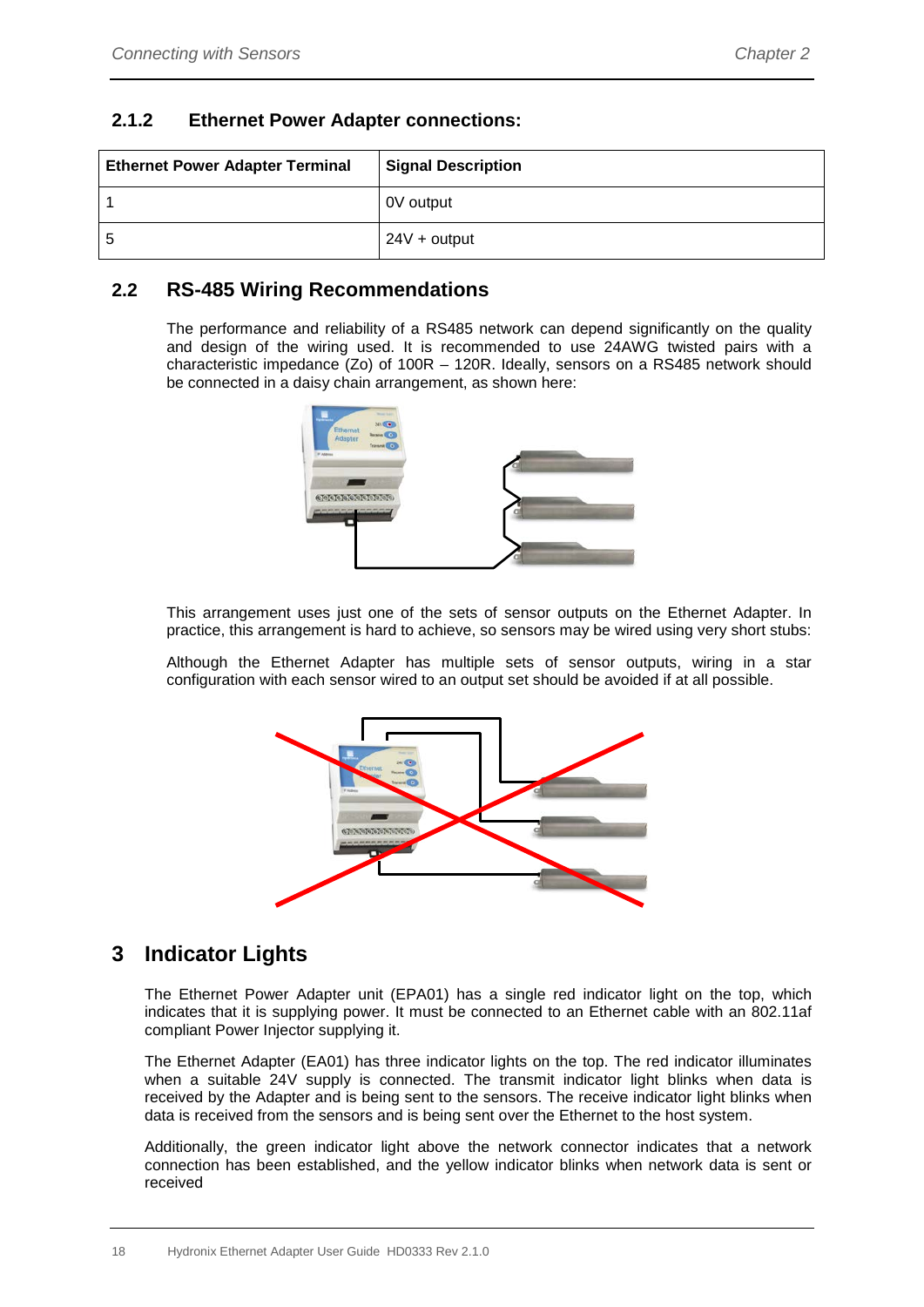### 2.1.2 Ethernet Power Adapter connections:

| Ethernet Power Adapter Terminal | Signal Description |
|---|---|
| 1 | 0V output |
| 5 | 24V + output |

## 2.2 RS-485 Wiring Recommendations

The performance and reliability of a RS485 network can depend significantly on the quality and design of the wiring used. It is recommended to use 24AWG twisted pairs with a characteristic impedance (Zo) of 100R – 120R. Ideally, sensors on a RS485 network should be connected in a daisy chain arrangement, as shown here:

This arrangement uses just one of the sets of sensor outputs on the Ethernet Adapter. In practice, this arrangement is hard to achieve, so sensors may be wired using very short stubs:

Although the Ethernet Adapter has multiple sets of sensor outputs, wiring in a star configuration with each sensor wired to an output set should be avoided if at all possible.

# 3 Indicator Lights

The Ethernet Power Adapter unit (EPA01) has a single red indicator light on the top, which indicates that it is supplying power. It must be connected to an Ethernet cable with an 802.11af compliant Power Injector supplying it.

The Ethernet Adapter (EA01) has three indicator lights on the top. The red indicator illuminates when a suitable 24V supply is connected. The transmit indicator light blinks when data is received by the Adapter and is being sent to the sensors. The receive indicator light blinks when data is received from the sensors and is being sent over the Ethernet to the host system.

Additionally, the green indicator light above the network connector indicates that a network connection has been established, and the yellow indicator blinks when network data is sent or received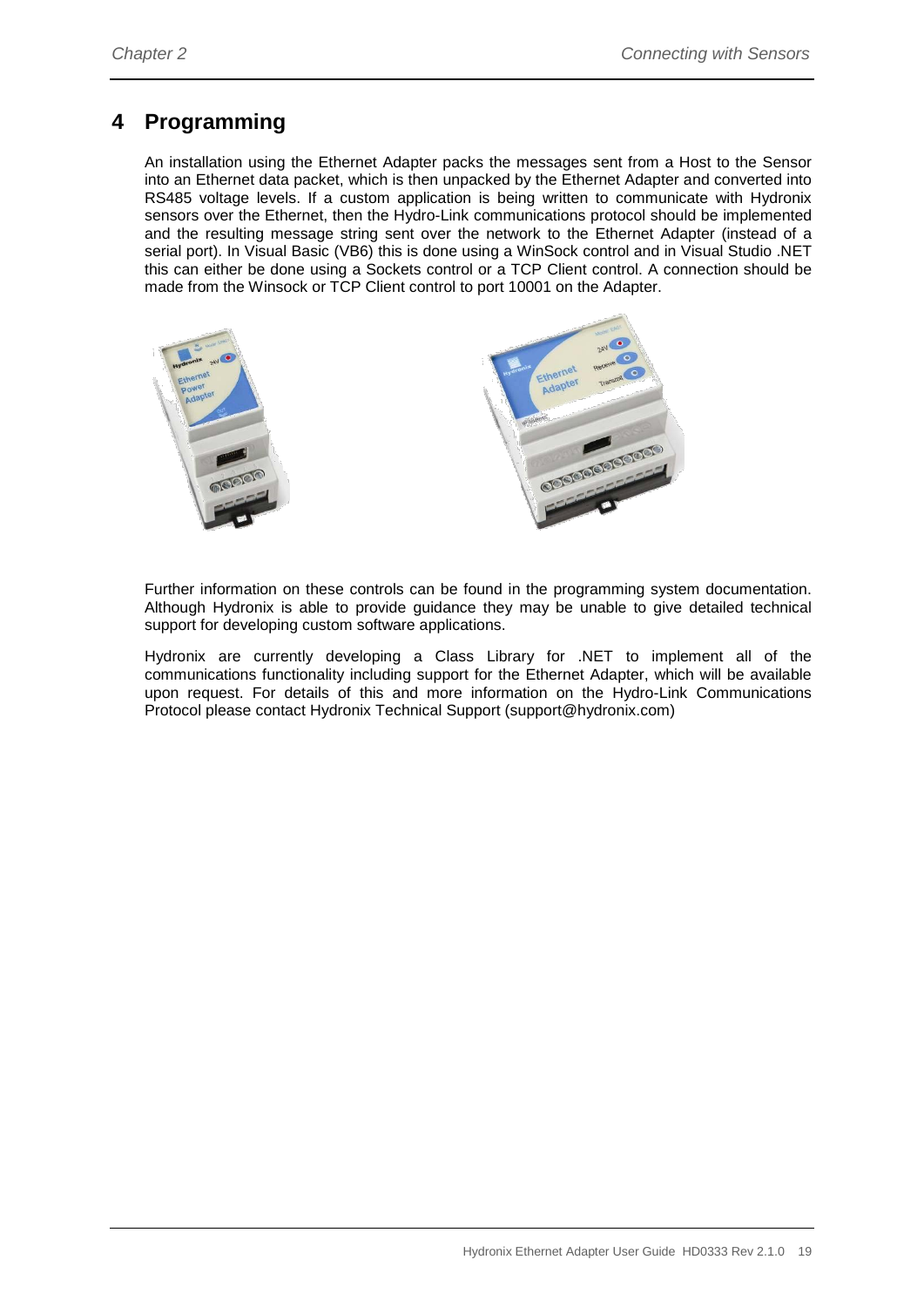# 4 Programming

An installation using the Ethernet Adapter packs the messages sent from a Host to the Sensor into an Ethernet data packet, which is then unpacked by the Ethernet Adapter and converted into RS485 voltage levels. If a custom application is being written to communicate with Hydronix sensors over the Ethernet, then the Hydro-Link communications protocol should be implemented and the resulting message string sent over the network to the Ethernet Adapter (instead of a serial port). In Visual Basic (VB6) this is done using a WinSock control and in Visual Studio .NET this can either be done using a Sockets control or a TCP Client control. A connection should be made from the Winsock or TCP Client control to port 10001 on the Adapter.

Further information on these controls can be found in the programming system documentation. Although Hydronix is able to provide guidance they may be unable to give detailed technical support for developing custom software applications.

Hydronix are currently developing a Class Library for .NET to implement all of the communications functionality including support for the Ethernet Adapter, which will be available upon request. For details of this and more information on the Hydro-Link Communications Protocol please contact Hydronix Technical Support (support@hydronix.com)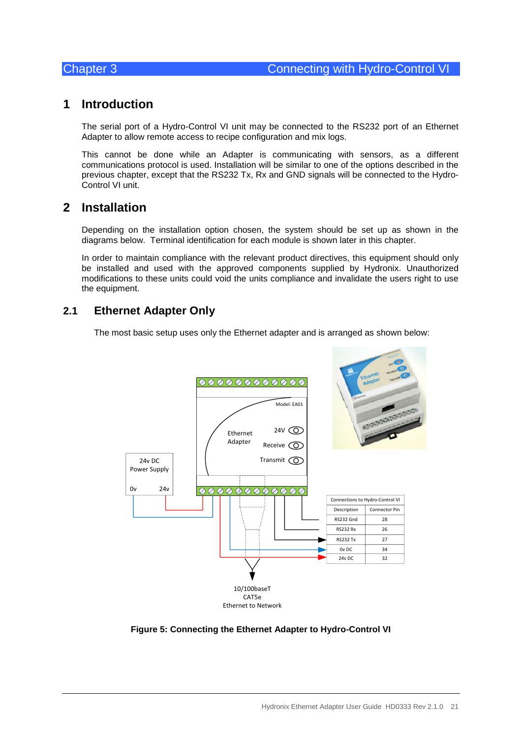# Chapter 3 Connecting with Hydro-Control VI

## 1 Introduction

The serial port of a Hydro-Control VI unit may be connected to the RS232 port of an Ethernet Adapter to allow remote access to recipe configuration and mix logs.

This cannot be done while an Adapter is communicating with sensors, as a different communications protocol is used. Installation will be similar to one of the options described in the previous chapter, except that the RS232 Tx, Rx and GND signals will be connected to the Hydro-Control VI unit.

## 2 Installation

Depending on the installation option chosen, the system should be set up as shown in the diagrams below. Terminal identification for each module is shown later in this chapter.

In order to maintain compliance with the relevant product directives, this equipment should only be installed and used with the approved components supplied by Hydronix. Unauthorized modifications to these units could void the units compliance and invalidate the users right to use the equipment.

### 2.1 Ethernet Adapter Only

The most basic setup uses only the Ethernet adapter and is arranged as shown below:

Model: EA01

Ethernet Adapter

24V

Receive

Transmit

24v DC Power Supply

0v 24v

| Connections to Hydro-Control VI | |
|---|---|
| Description | Connector Pin |
| RS232 Gnd | 28 |
| RS232 Rx | 26 |
| RS232 Tx | 27 |
| 0v DC | 34 |
| 24v DC | 32 |

10/100baseT
CAT5e
Ethernet to Network

**Figure 5: Connecting the Ethernet Adapter to Hydro-Control VI**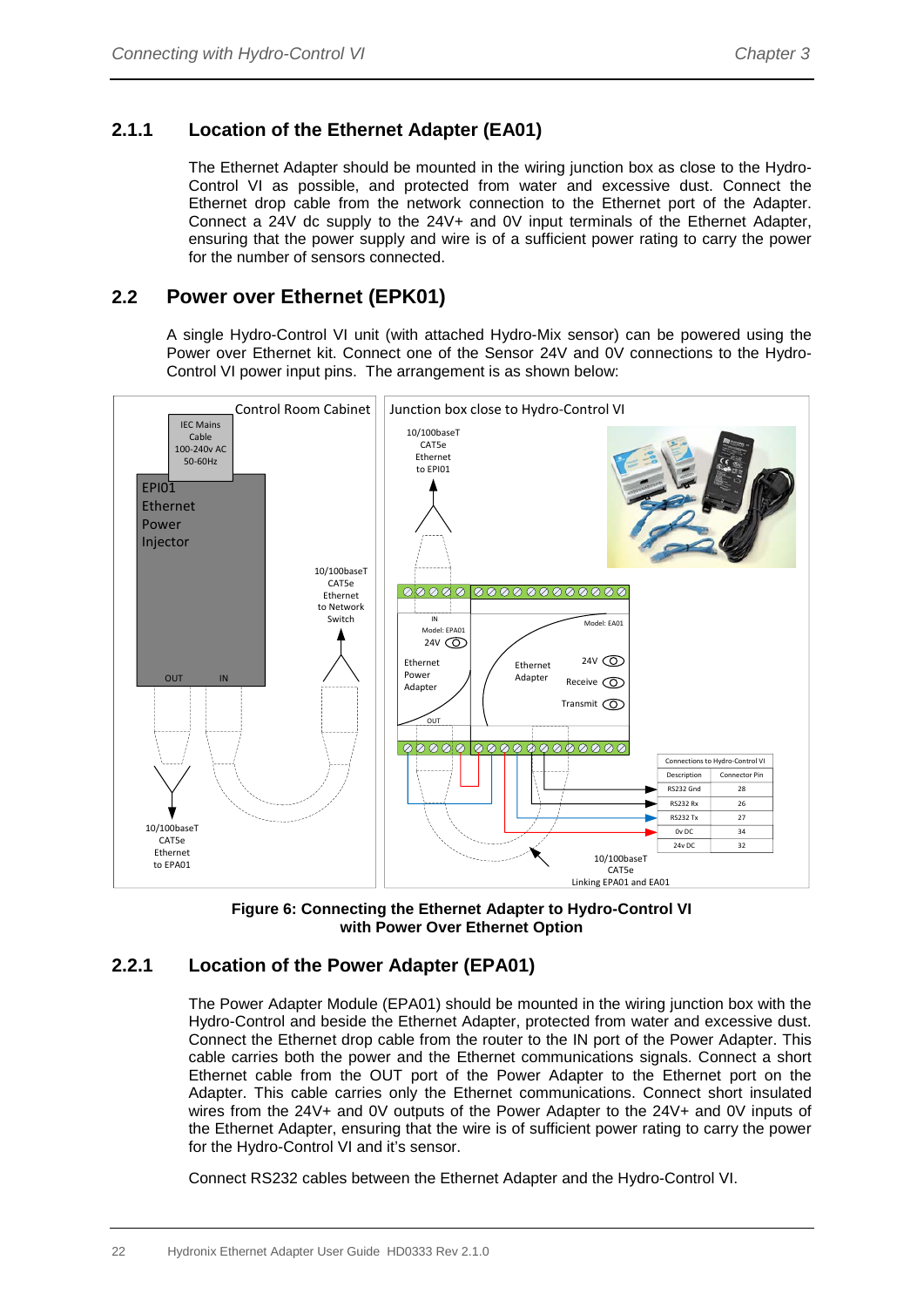### 2.1.1 Location of the Ethernet Adapter (EA01)

The Ethernet Adapter should be mounted in the wiring junction box as close to the Hydro-Control VI as possible, and protected from water and excessive dust. Connect the Ethernet drop cable from the network connection to the Ethernet port of the Adapter. Connect a 24V dc supply to the 24V+ and 0V input terminals of the Ethernet Adapter, ensuring that the power supply and wire is of a sufficient power rating to carry the power for the number of sensors connected.

## 2.2 Power over Ethernet (EPK01)

A single Hydro-Control VI unit (with attached Hydro-Mix sensor) can be powered using the Power over Ethernet kit. Connect one of the Sensor 24V and 0V connections to the Hydro-Control VI power input pins. The arrangement is as shown below:

| Connections to Hydro-Control VI | |
|---|---|
| Description | Connector Pin |
| RS232 Gnd | 28 |
| RS232 Rx | 26 |
| RS232 Tx | 27 |
| 0v DC | 34 |
| 24v DC | 32 |

**Figure 6: Connecting the Ethernet Adapter to Hydro-Control VI with Power Over Ethernet Option**

### 2.2.1 Location of the Power Adapter (EPA01)

The Power Adapter Module (EPA01) should be mounted in the wiring junction box with the Hydro-Control and beside the Ethernet Adapter, protected from water and excessive dust. Connect the Ethernet drop cable from the router to the IN port of the Power Adapter. This cable carries both the power and the Ethernet communications signals. Connect a short Ethernet cable from the OUT port of the Power Adapter to the Ethernet port on the Adapter. This cable carries only the Ethernet communications. Connect short insulated wires from the 24V+ and 0V outputs of the Power Adapter to the 24V+ and 0V inputs of the Ethernet Adapter, ensuring that the wire is of sufficient power rating to carry the power for the Hydro-Control VI and it's sensor.

Connect RS232 cables between the Ethernet Adapter and the Hydro-Control VI.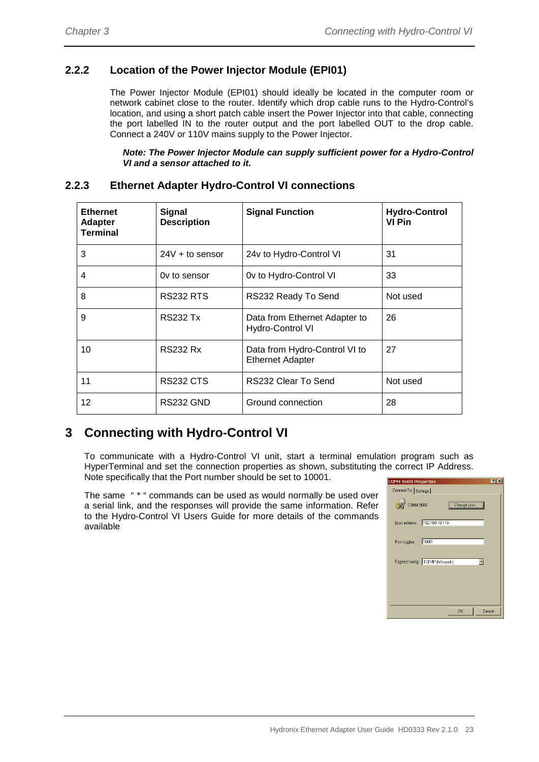### 2.2.2 Location of the Power Injector Module (EPI01)

The Power Injector Module (EPI01) should ideally be located in the computer room or network cabinet close to the router. Identify which drop cable runs to the Hydro-Control's location, and using a short patch cable insert the Power Injector into that cable, connecting the port labelled IN to the router output and the port labelled OUT to the drop cable. Connect a 240V or 110V mains supply to the Power Injector.

***Note: The Power Injector Module can supply sufficient power for a Hydro-Control VI and a sensor attached to it.***

### 2.2.3 Ethernet Adapter Hydro-Control VI connections

| Ethernet Adapter Terminal | Signal Description | Signal Function | Hydro-Control VI Pin |
|---|---|---|---|
| 3 | 24V + to sensor | 24v to Hydro-Control VI | 31 |
| 4 | 0v to sensor | 0v to Hydro-Control VI | 33 |
| 8 | RS232 RTS | RS232 Ready To Send | Not used |
| 9 | RS232 Tx | Data from Ethernet Adapter to Hydro-Control VI | 26 |
| 10 | RS232 Rx | Data from Hydro-Control VI to Ethernet Adapter | 27 |
| 11 | RS232 CTS | RS232 Clear To Send | Not used |
| 12 | RS232 GND | Ground connection | 28 |

## 3 Connecting with Hydro-Control VI

To communicate with a Hydro-Control VI unit, start a terminal emulation program such as HyperTerminal and set the connection properties as shown, substituting the correct IP Address. Note specifically that the Port number should be set to 10001.

The same " * " commands can be used as would normally be used over a serial link, and the responses will provide the same information. Refer to the Hydro-Control VI Users Guide for more details of the commands available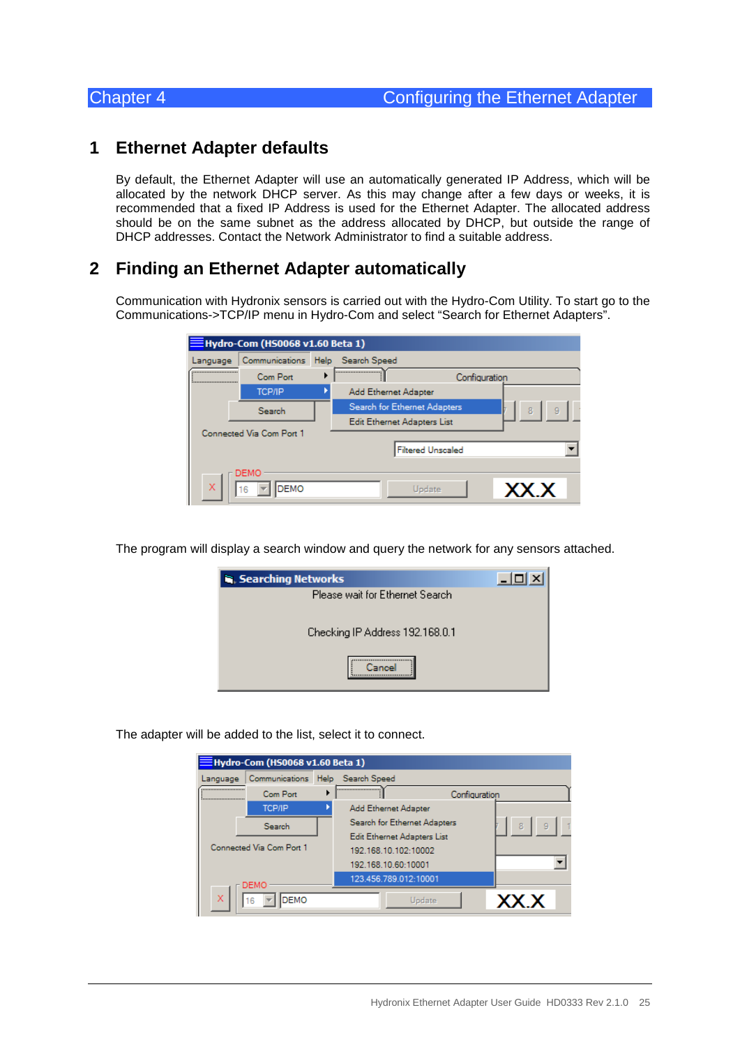# Chapter 4 Configuring the Ethernet Adapter

## 1 Ethernet Adapter defaults

By default, the Ethernet Adapter will use an automatically generated IP Address, which will be allocated by the network DHCP server. As this may change after a few days or weeks, it is recommended that a fixed IP Address is used for the Ethernet Adapter. The allocated address should be on the same subnet as the address allocated by DHCP, but outside the range of DHCP addresses. Contact the Network Administrator to find a suitable address.

## 2 Finding an Ethernet Adapter automatically

Communication with Hydronix sensors is carried out with the Hydro-Com Utility. To start go to the Communications->TCP/IP menu in Hydro-Com and select "Search for Ethernet Adapters".

The program will display a search window and query the network for any sensors attached.

The adapter will be added to the list, select it to connect.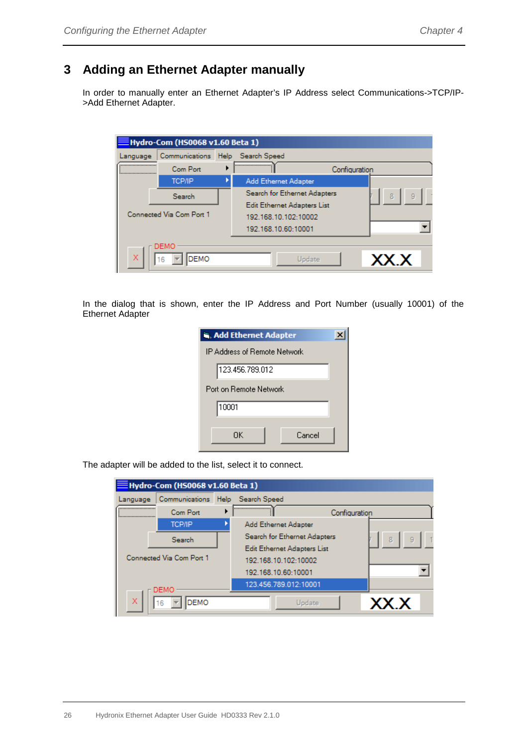# 3 Adding an Ethernet Adapter manually

In order to manually enter an Ethernet Adapter's IP Address select Communications->TCP/IP->Add Ethernet Adapter.

In the dialog that is shown, enter the IP Address and Port Number (usually 10001) of the Ethernet Adapter

The adapter will be added to the list, select it to connect.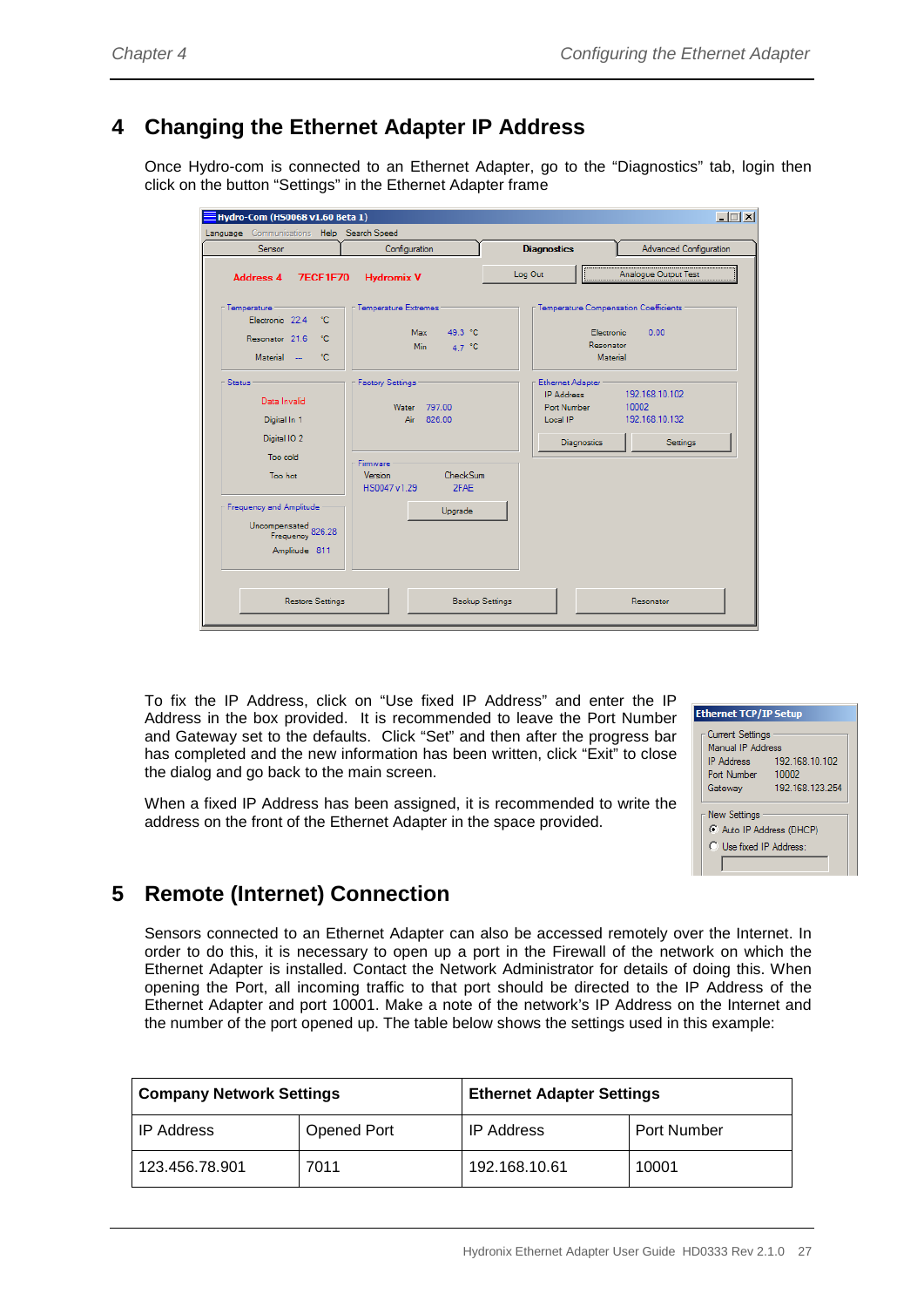## 4 Changing the Ethernet Adapter IP Address

Once Hydro-com is connected to an Ethernet Adapter, go to the “Diagnostics” tab, login then click on the button “Settings” in the Ethernet Adapter frame

To fix the IP Address, click on “Use fixed IP Address” and enter the IP Address in the box provided. It is recommended to leave the Port Number and Gateway set to the defaults. Click “Set” and then after the progress bar has completed and the new information has been written, click “Exit” to close the dialog and go back to the main screen.

When a fixed IP Address has been assigned, it is recommended to write the address on the front of the Ethernet Adapter in the space provided.

## 5 Remote (Internet) Connection

Sensors connected to an Ethernet Adapter can also be accessed remotely over the Internet. In order to do this, it is necessary to open up a port in the Firewall of the network on which the Ethernet Adapter is installed. Contact the Network Administrator for details of doing this. When opening the Port, all incoming traffic to that port should be directed to the IP Address of the Ethernet Adapter and port 10001. Make a note of the network’s IP Address on the Internet and the number of the port opened up. The table below shows the settings used in this example:

| **Company Network Settings** | | **Ethernet Adapter Settings** | |
|---|---|---|---|
| IP Address | Opened Port | IP Address | Port Number |
| 123.456.78.901 | 7011 | 192.168.10.61 | 10001 |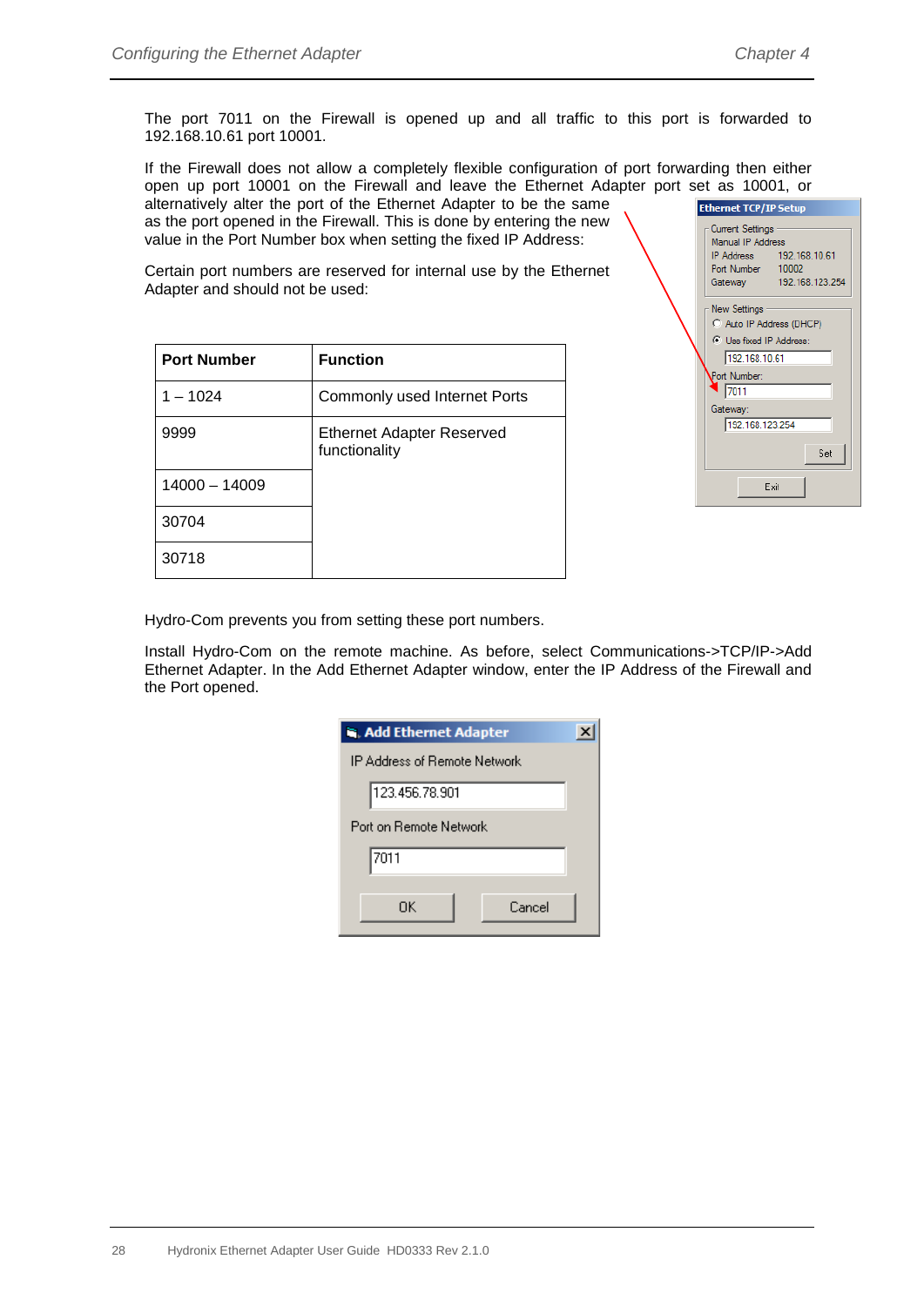The port 7011 on the Firewall is opened up and all traffic to this port is forwarded to 192.168.10.61 port 10001.

If the Firewall does not allow a completely flexible configuration of port forwarding then either open up port 10001 on the Firewall and leave the Ethernet Adapter port set as 10001, or alternatively alter the port of the Ethernet Adapter to be the same as the port opened in the Firewall. This is done by entering the new value in the Port Number box when setting the fixed IP Address:

Certain port numbers are reserved for internal use by the Ethernet Adapter and should not be used:

| Port Number | Function |
|---|---|
| 1 – 1024 | Commonly used Internet Ports |
| 9999 | Ethernet Adapter Reserved functionality |
| 14000 – 14009 | |
| 30704 | |
| 30718 | |

Hydro-Com prevents you from setting these port numbers.

Install Hydro-Com on the remote machine. As before, select Communications->TCP/IP->Add Ethernet Adapter. In the Add Ethernet Adapter window, enter the IP Address of the Firewall and the Port opened.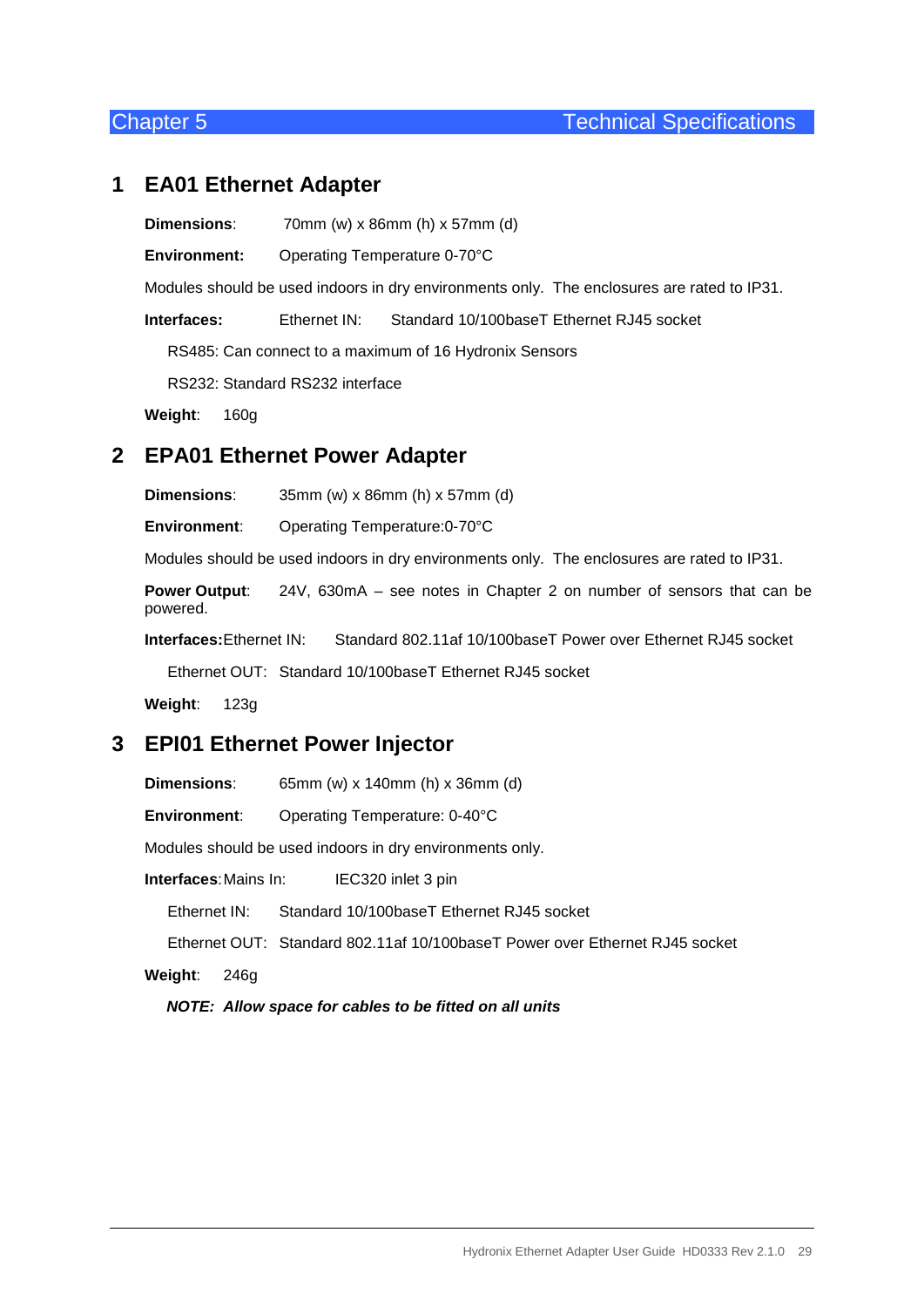# Chapter 5 Technical Specifications

## 1 EA01 Ethernet Adapter

**Dimensions**: 70mm (w) x 86mm (h) x 57mm (d)

**Environment:** Operating Temperature 0-70°C

Modules should be used indoors in dry environments only. The enclosures are rated to IP31.

**Interfaces:** Ethernet IN: Standard 10/100baseT Ethernet RJ45 socket

RS485: Can connect to a maximum of 16 Hydronix Sensors

RS232: Standard RS232 interface

**Weight**: 160g

## 2 EPA01 Ethernet Power Adapter

**Dimensions**: 35mm (w) x 86mm (h) x 57mm (d)

**Environment**: Operating Temperature:0-70°C

Modules should be used indoors in dry environments only. The enclosures are rated to IP31.

**Power Output**: 24V, 630mA – see notes in Chapter 2 on number of sensors that can be powered.

**Interfaces:** Ethernet IN: Standard 802.11af 10/100baseT Power over Ethernet RJ45 socket

Ethernet OUT: Standard 10/100baseT Ethernet RJ45 socket

**Weight**: 123g

## 3 EPI01 Ethernet Power Injector

**Dimensions**: 65mm (w) x 140mm (h) x 36mm (d)

**Environment**: Operating Temperature: 0-40°C

Modules should be used indoors in dry environments only.

**Interfaces**: Mains In: IEC320 inlet 3 pin

Ethernet IN: Standard 10/100baseT Ethernet RJ45 socket

Ethernet OUT: Standard 802.11af 10/100baseT Power over Ethernet RJ45 socket

**Weight**: 246g

***NOTE: Allow space for cables to be fitted on all units***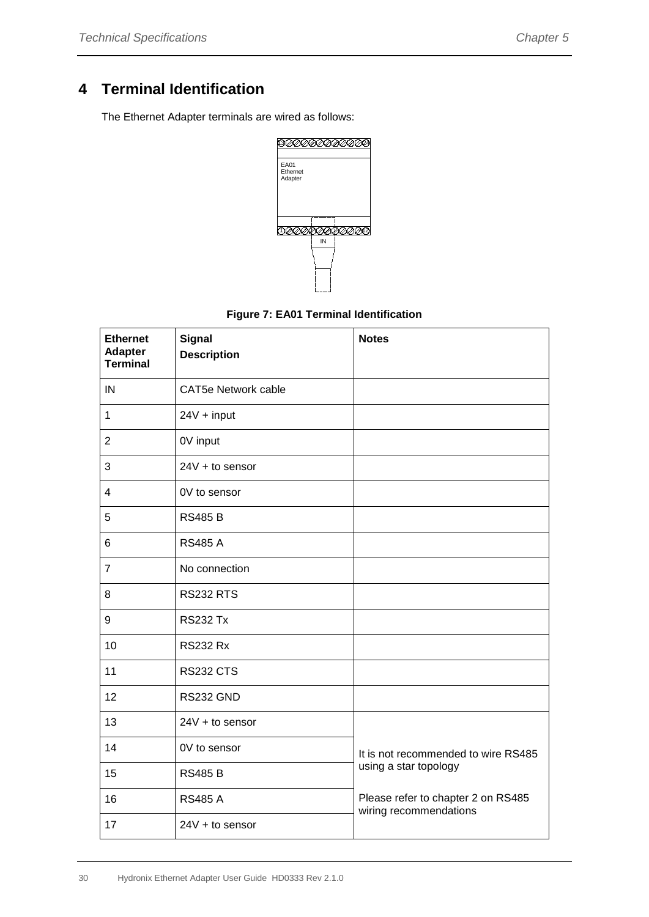# 4 Terminal Identification

The Ethernet Adapter terminals are wired as follows:

**Figure 7: EA01 Terminal Identification**

| Ethernet Adapter Terminal | Signal Description | Notes |
|---|---|---|
| IN | CAT5e Network cable | |
| 1 | 24V + input | |
| 2 | 0V input | |
| 3 | 24V + to sensor | |
| 4 | 0V to sensor | |
| 5 | RS485 B | |
| 6 | RS485 A | |
| 7 | No connection | |
| 8 | RS232 RTS | |
| 9 | RS232 Tx | |
| 10 | RS232 Rx | |
| 11 | RS232 CTS | |
| 12 | RS232 GND | |
| 13 | 24V + to sensor | It is not recommended to wire RS485 using a star topology<br><br>Please refer to chapter 2 on RS485 wiring recommendations |
| 14 | 0V to sensor | |
| 15 | RS485 B | |
| 16 | RS485 A | |
| 17 | 24V + to sensor | |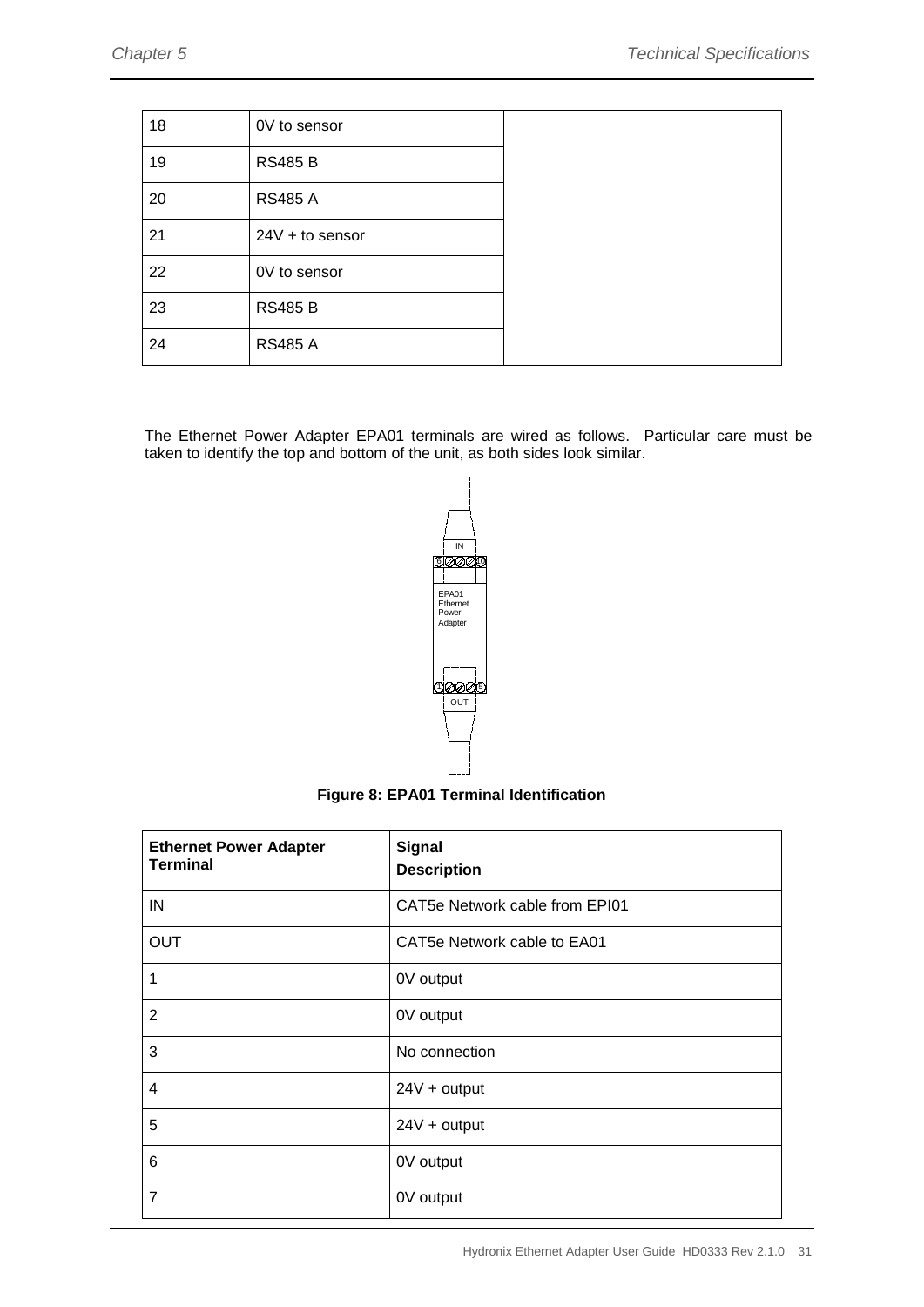| 18 | 0V to sensor | |
|---|---|---|
| 19 | RS485 B | |
| 20 | RS485 A | |
| 21 | 24V + to sensor | |
| 22 | 0V to sensor | |
| 23 | RS485 B | |
| 24 | RS485 A | |

The Ethernet Power Adapter EPA01 terminals are wired as follows. Particular care must be taken to identify the top and bottom of the unit, as both sides look similar.

**Figure 8: EPA01 Terminal Identification**

| Ethernet Power Adapter Terminal | Signal Description |
|---|---|
| IN | CAT5e Network cable from EPI01 |
| OUT | CAT5e Network cable to EA01 |
| 1 | 0V output |
| 2 | 0V output |
| 3 | No connection |
| 4 | 24V + output |
| 5 | 24V + output |
| 6 | 0V output |
| 7 | 0V output |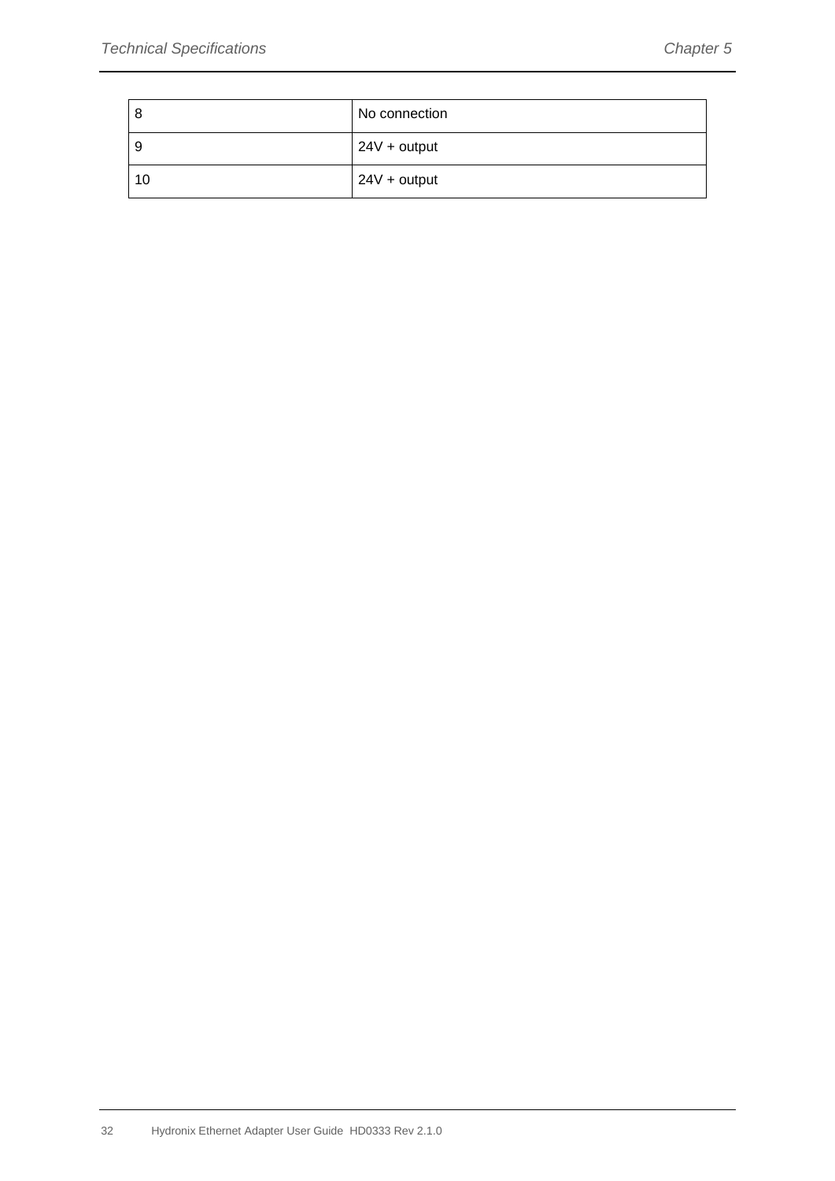| 8 | No connection |
|---|---|
| 9 | 24V + output |
| 10 | 24V + output |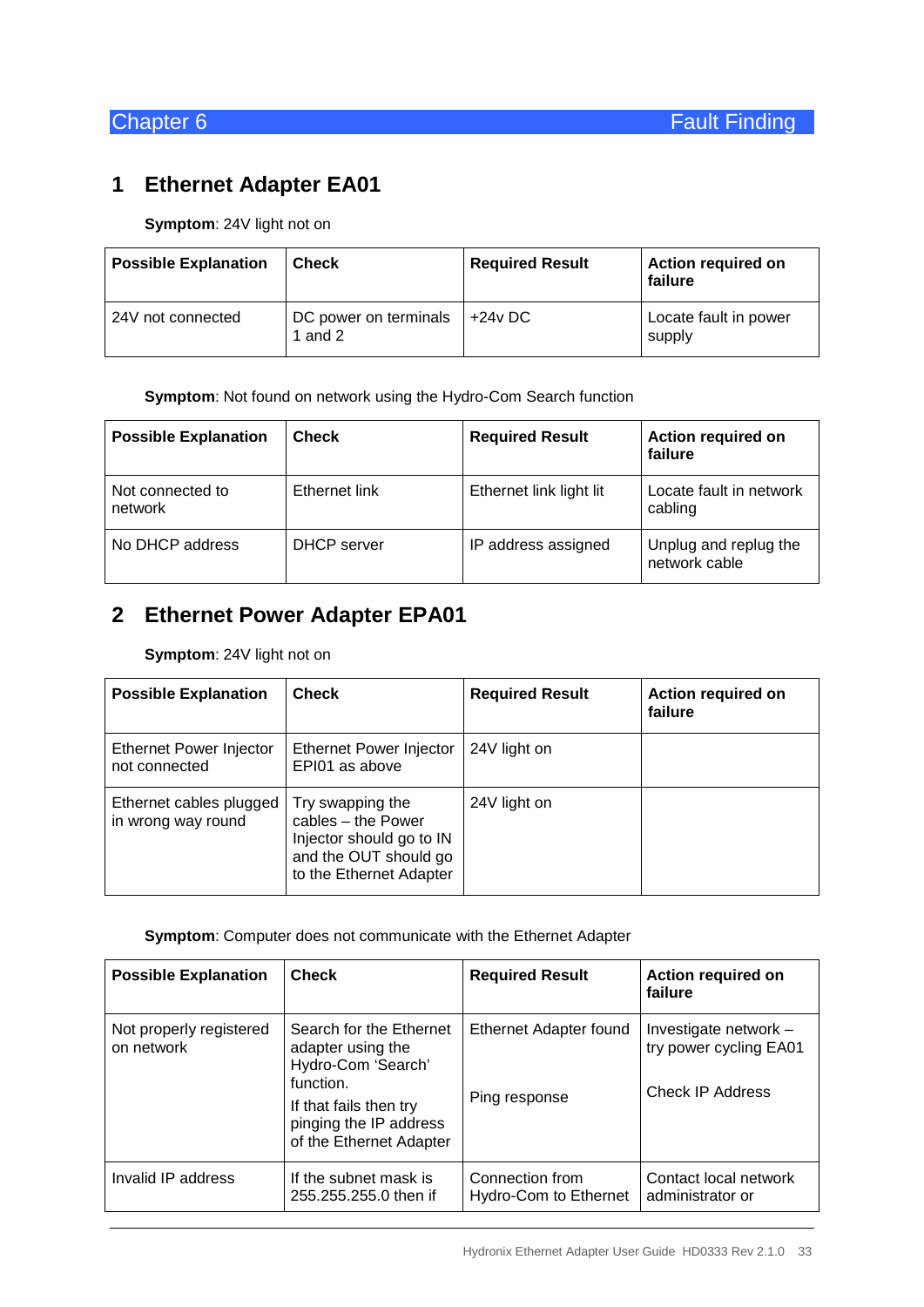# Chapter 6 Fault Finding

## 1 Ethernet Adapter EA01

**Symptom**: 24V light not on

| Possible Explanation | Check | Required Result | Action required on failure |
| --- | --- | --- | --- |
| 24V not connected | DC power on terminals 1 and 2 | +24v DC | Locate fault in power supply |

**Symptom**: Not found on network using the Hydro-Com Search function

| Possible Explanation | Check | Required Result | Action required on failure |
| --- | --- | --- | --- |
| Not connected to network | Ethernet link | Ethernet link light lit | Locate fault in network cabling |
| No DHCP address | DHCP server | IP address assigned | Unplug and replug the network cable |

## 2 Ethernet Power Adapter EPA01

**Symptom**: 24V light not on

| Possible Explanation | Check | Required Result | Action required on failure |
| --- | --- | --- | --- |
| Ethernet Power Injector not connected | Ethernet Power Injector EPI01 as above | 24V light on | |
| Ethernet cables plugged in wrong way round | Try swapping the cables – the Power Injector should go to IN and the OUT should go to the Ethernet Adapter | 24V light on | |

**Symptom**: Computer does not communicate with the Ethernet Adapter

| Possible Explanation | Check | Required Result | Action required on failure |
| --- | --- | --- | --- |
| Not properly registered on network | Search for the Ethernet adapter using the Hydro-Com 'Search' function.<br>If that fails then try pinging the IP address of the Ethernet Adapter | Ethernet Adapter found<br><br>Ping response | Investigate network – try power cycling EA01<br><br>Check IP Address |
| Invalid IP address | If the subnet mask is 255.255.255.0 then if | Connection from Hydro-Com to Ethernet | Contact local network administrator or |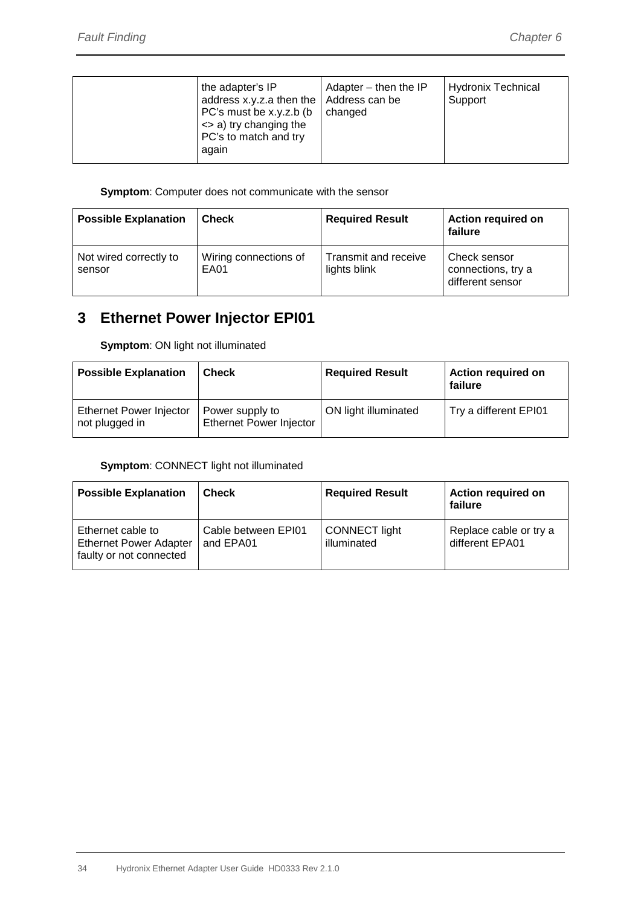| | the adapter's IP address x.y.z.a then the PC's must be x.y.z.b (b <> a) try changing the PC's to match and try again | Adapter – then the IP Address can be changed | Hydronix Technical Support |
|---|---|---|---|

**Symptom**: Computer does not communicate with the sensor

| Possible Explanation | Check | Required Result | Action required on failure |
|---|---|---|---|
| Not wired correctly to sensor | Wiring connections of EA01 | Transmit and receive lights blink | Check sensor connections, try a different sensor |

## 3 Ethernet Power Injector EPI01

**Symptom**: ON light not illuminated

| Possible Explanation | Check | Required Result | Action required on failure |
|---|---|---|---|
| Ethernet Power Injector not plugged in | Power supply to Ethernet Power Injector | ON light illuminated | Try a different EPI01 |

**Symptom**: CONNECT light not illuminated

| Possible Explanation | Check | Required Result | Action required on failure |
|---|---|---|---|
| Ethernet cable to Ethernet Power Adapter faulty or not connected | Cable between EPI01 and EPA01 | CONNECT light illuminated | Replace cable or try a different EPA01 |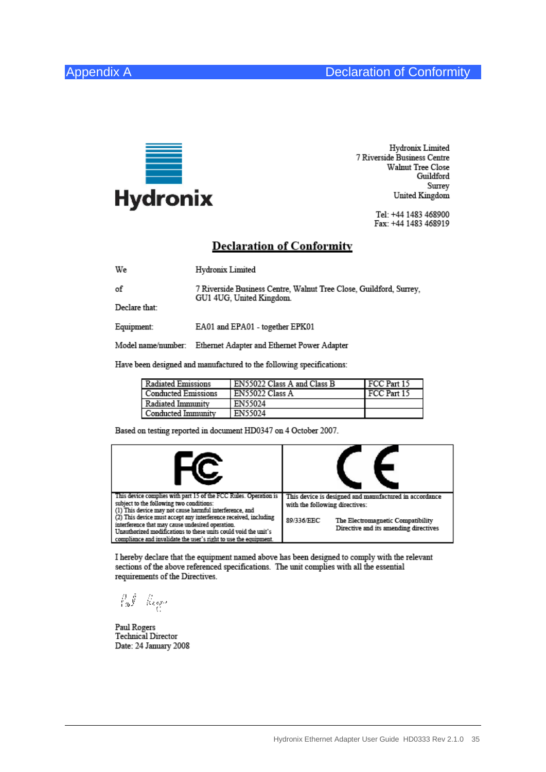Hydronix

Hydronix Limited
7 Riverside Business Centre
Walnut Tree Close
Guildford
Surrey
United Kingdom

Tel: +44 1483 468900
Fax: +44 1483 468919

# Declaration of Conformity

| | |
|---|---|
| We | Hydronix Limited |
| of | 7 Riverside Business Centre, Walnut Tree Close, Guildford, Surrey, GU1 4UG, United Kingdom. |
| Declare that: | |
| Equipment: | EA01 and EPA01 - together EPK01 |
| Model name/number: | Ethernet Adapter and Ethernet Power Adapter |

Have been designed and manufactured to the following specifications:

| | | |
|---|---|---|
| Radiated Emissions | EN55022 Class A and Class B | FCC Part 15 |
| Conducted Emissions | EN55022 Class A | FCC Part 15 |
| Radiated Immunity | EN55024 | |
| Conducted Immunity | EN55024 | |

Based on testing reported in document HD0347 on 4 October 2007.

| FC | CE |
|---|---|
| This device complies with part 15 of the FCC Rules. Operation is subject to the following two conditions: (1) This device may not cause harmful interference, and (2) This device must accept any interference received, including interference that may cause undesired operation. Unauthorized modifications to these units could void the unit's compliance and invalidate the user's right to use the equipment. | This device is designed and manufactured in accordance with the following directives: 89/336/EEC The Electromagnetic Compatibility Directive and its amending directives |

I hereby declare that the equipment named above has been designed to comply with the relevant sections of the above referenced specifications. The unit complies with all the essential requirements of the Directives.

Paul Rogers
Technical Director
Date: 24 January 2008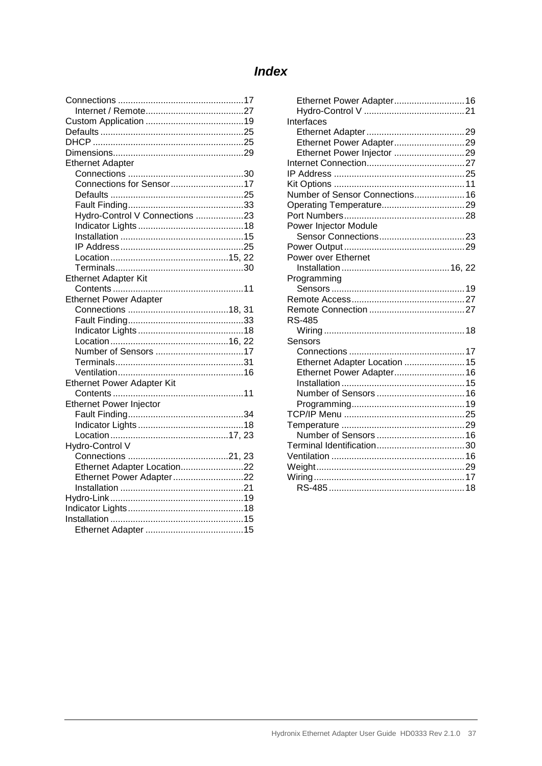# Index

Connections ....................................................17
- Internet / Remote.......................................27

Custom Application .......................................19
Defaults ..........................................................25
DHCP .............................................................25
Dimensions.....................................................29
Ethernet Adapter
- Connections ..............................................30
- Connections for Sensor.............................17
- Defaults .....................................................25
- Fault Finding..............................................33
- Hydro-Control V Connections ...................23
- Indicator Lights ..........................................18
- Installation .................................................15
- IP Address .................................................25
- Location ...............................................15, 22
- Terminals...................................................30

Ethernet Adapter Kit
- Contents ....................................................11

Ethernet Power Adapter
- Connections ........................................18, 31
- Fault Finding..............................................33
- Indicator Lights ..........................................18
- Location ...............................................16, 22
- Number of Sensors ...................................17
- Terminals...................................................31
- Ventilation..................................................16

Ethernet Power Adapter Kit
- Contents ....................................................11

Ethernet Power Injector
- Fault Finding..............................................34
- Indicator Lights ..........................................18
- Location ...............................................17, 23

Hydro-Control V
- Connections ........................................21, 23
- Ethernet Adapter Location.........................22
- Ethernet Power Adapter............................22
- Installation .................................................21

Hydro-Link .....................................................19
Indicator Lights..............................................18
Installation .....................................................15
- Ethernet Adapter .......................................15
- Ethernet Power Adapter............................16
- Hydro-Control V ........................................21

Interfaces
- Ethernet Adapter .......................................29
- Ethernet Power Adapter............................29
- Ethernet Power Injector ............................29

Internet Connection.......................................27
IP Address ....................................................25
Kit Options ....................................................11
Number of Sensor Connections....................16
Operating Temperature.................................29
Port Numbers................................................28
Power Injector Module
- Sensor Connections..................................23

Power Output ................................................29
Power over Ethernet
- Installation ...........................................16, 22

Programming
- Sensors .....................................................19

Remote Access.............................................27
Remote Connection ......................................27
RS-485
- Wiring ........................................................18

Sensors
- Connections ..............................................17
- Ethernet Adapter Location ........................15
- Ethernet Power Adapter............................16
- Installation .................................................15
- Number of Sensors ...................................16
- Programming.............................................19

TCP/IP Menu ................................................25
Temperature .................................................29
- Number of Sensors ...................................16

Terminal Identification...................................30
Ventilation .....................................................16
Weight...........................................................29
Wiring............................................................17
- RS-485 ......................................................18